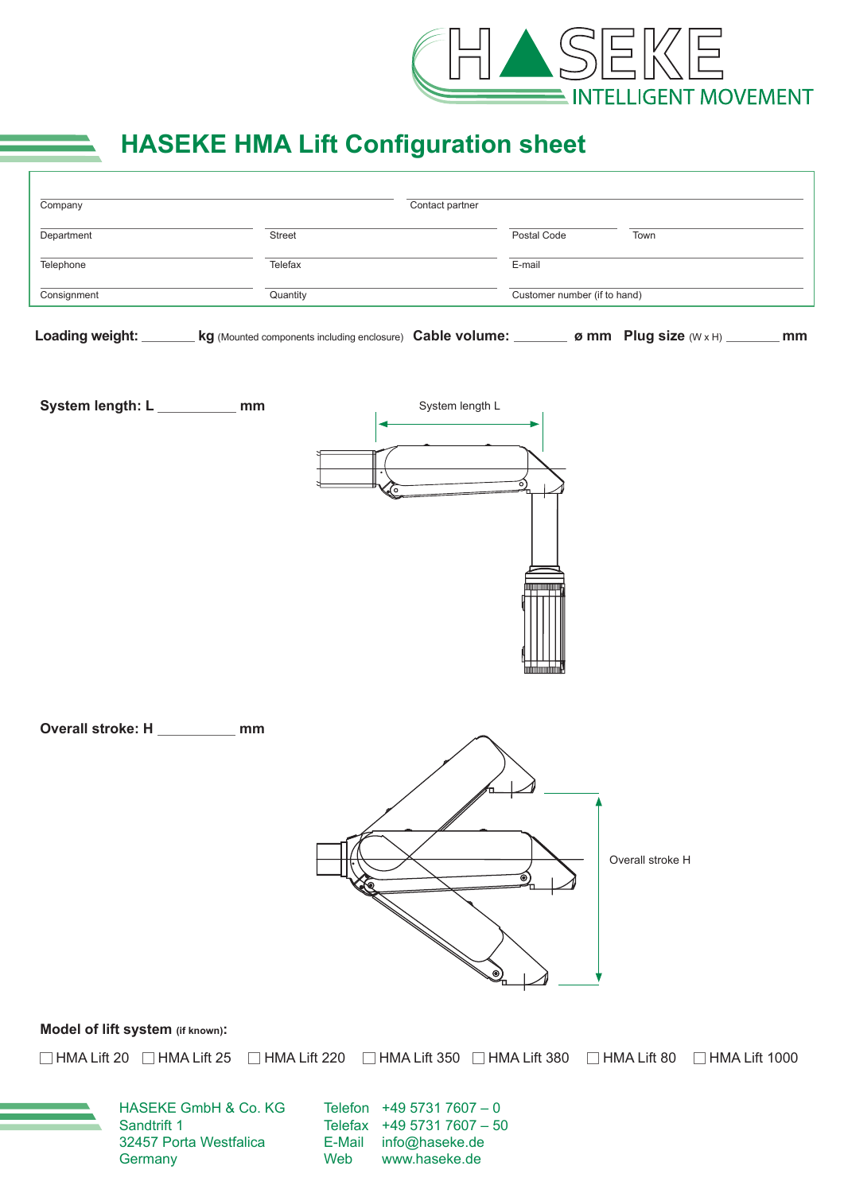HASEKE INTELLIGENT MOVEMENT

# HASEKE HMA Lift Configuration sheet

| | | | |
|---|---|---|---|
| Company | | Contact partner | |
| Department | Street | Postal Code | Town |
| Telephone | Telefax | E-mail | |
| Consignment | Quantity | Customer number (if to hand) | |

**Loading weight:** ________ **kg** (Mounted components including enclosure) **Cable volume:** ________ **ø mm** **Plug size** (W x H) ________ **mm**

**System length: L** ___________ **mm**

System length L

**Overall stroke: H** ___________ **mm**

Overall stroke H

**Model of lift system** **(if known):**

☐ HMA Lift 20 ☐ HMA Lift 25 ☐ HMA Lift 220 ☐ HMA Lift 350 ☐ HMA Lift 380 ☐ HMA Lift 80 ☐ HMA Lift 1000

HASEKE GmbH & Co. KG
Sandtrift 1
32457 Porta Westfalica
Germany

Telefon +49 5731 7607 – 0
Telefax +49 5731 7607 – 50
E-Mail info@haseke.de
Web www.haseke.de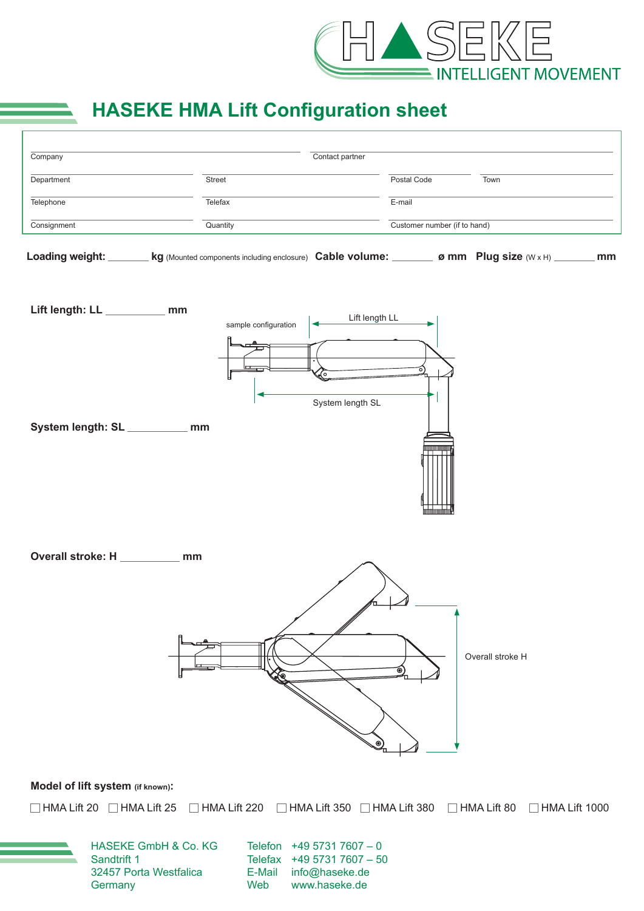HASEKE INTELLIGENT MOVEMENT

# HASEKE HMA Lift Configuration sheet

| | | | |
|---|---|---|---|
| Company | | Contact partner | |
| Department | Street | Postal Code | Town |
| Telephone | Telefax | E-mail | |
| Consignment | Quantity | Customer number (if to hand) | |

**Loading weight:** ________ **kg** (Mounted components including enclosure) **Cable volume:** ________ **ø mm** **Plug size** (W x H) ________ **mm**

**Lift length: LL** __________ **mm**

sample configuration

Lift length LL

System length SL

**System length: SL** __________ **mm**

**Overall stroke: H** __________ **mm**

Overall stroke H

**Model of lift system** (if known)**:**

☐ HMA Lift 20 ☐ HMA Lift 25 ☐ HMA Lift 220 ☐ HMA Lift 350 ☐ HMA Lift 380 ☐ HMA Lift 80 ☐ HMA Lift 1000

HASEKE GmbH & Co. KG
Sandtrift 1
32457 Porta Westfalica
Germany

Telefon +49 5731 7607 – 0
Telefax +49 5731 7607 – 50
E-Mail info@haseke.de
Web www.haseke.de